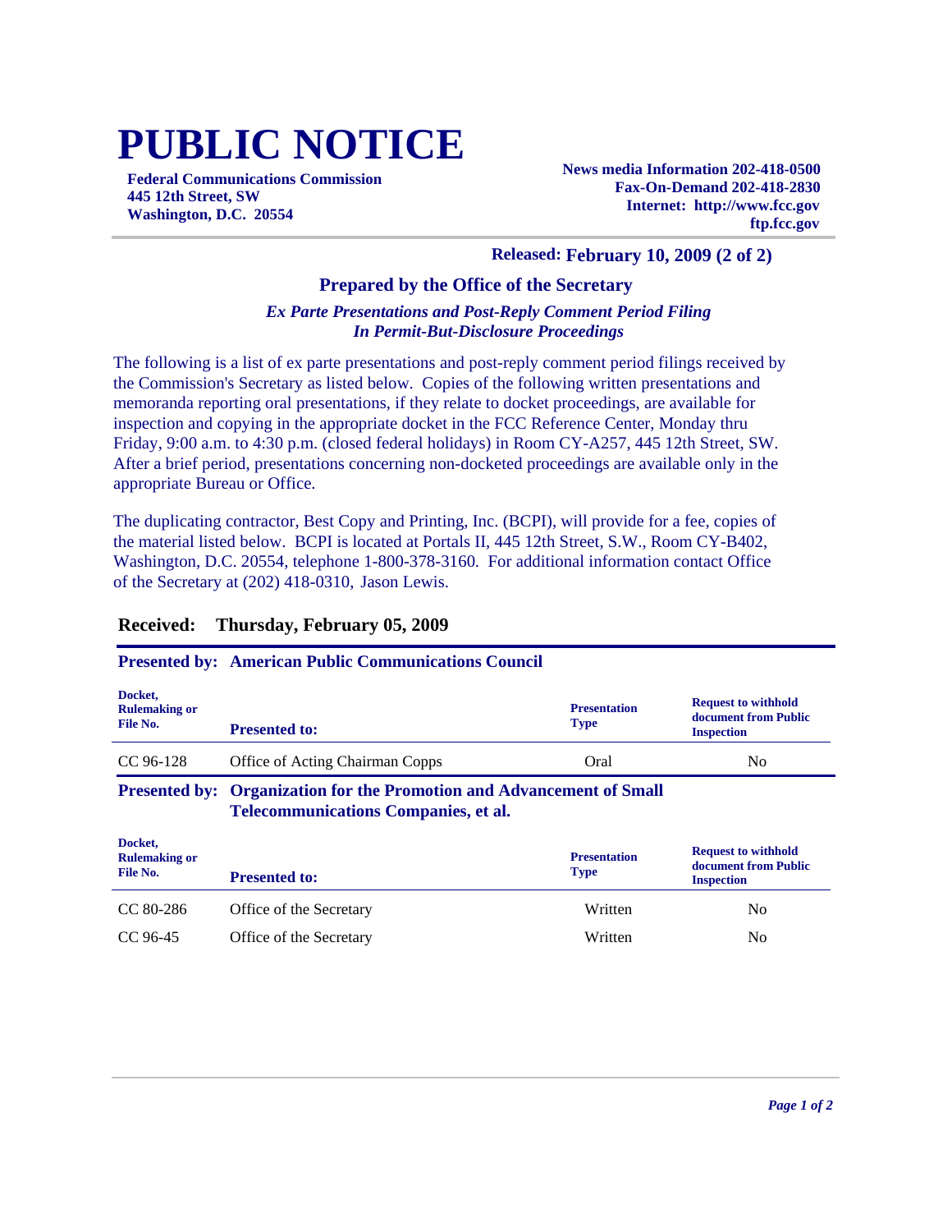# PUBLIC NOTICE

**Federal Communications Commission**
**445 12th Street, SW**
**Washington, D.C. 20554**

**News media Information 202-418-0500**
**Fax-On-Demand 202-418-2830**
**Internet: http://www.fcc.gov**
**ftp.fcc.gov**

**Released: February 10, 2009 (2 of 2)**

## Prepared by the Office of the Secretary

***Ex Parte Presentations and Post-Reply Comment Period Filing In Permit-But-Disclosure Proceedings***

The following is a list of ex parte presentations and post-reply comment period filings received by the Commission's Secretary as listed below. Copies of the following written presentations and memoranda reporting oral presentations, if they relate to docket proceedings, are available for inspection and copying in the appropriate docket in the FCC Reference Center, Monday thru Friday, 9:00 a.m. to 4:30 p.m. (closed federal holidays) in Room CY-A257, 445 12th Street, SW. After a brief period, presentations concerning non-docketed proceedings are available only in the appropriate Bureau or Office.

The duplicating contractor, Best Copy and Printing, Inc. (BCPI), will provide for a fee, copies of the material listed below. BCPI is located at Portals II, 445 12th Street, S.W., Room CY-B402, Washington, D.C. 20554, telephone 1-800-378-3160. For additional information contact Office of the Secretary at (202) 418-0310, Jason Lewis.

### Received: Thursday, February 05, 2009

**Presented by: American Public Communications Council**

| Docket, Rulemaking or File No. | Presented to: | Presentation Type | Request to withhold document from Public Inspection |
|---|---|---|---|
| CC 96-128 | Office of Acting Chairman Copps | Oral | No |

**Presented by: Organization for the Promotion and Advancement of Small Telecommunications Companies, et al.**

| Docket, Rulemaking or File No. | Presented to: | Presentation Type | Request to withhold document from Public Inspection |
|---|---|---|---|
| CC 80-286 | Office of the Secretary | Written | No |
| CC 96-45 | Office of the Secretary | Written | No |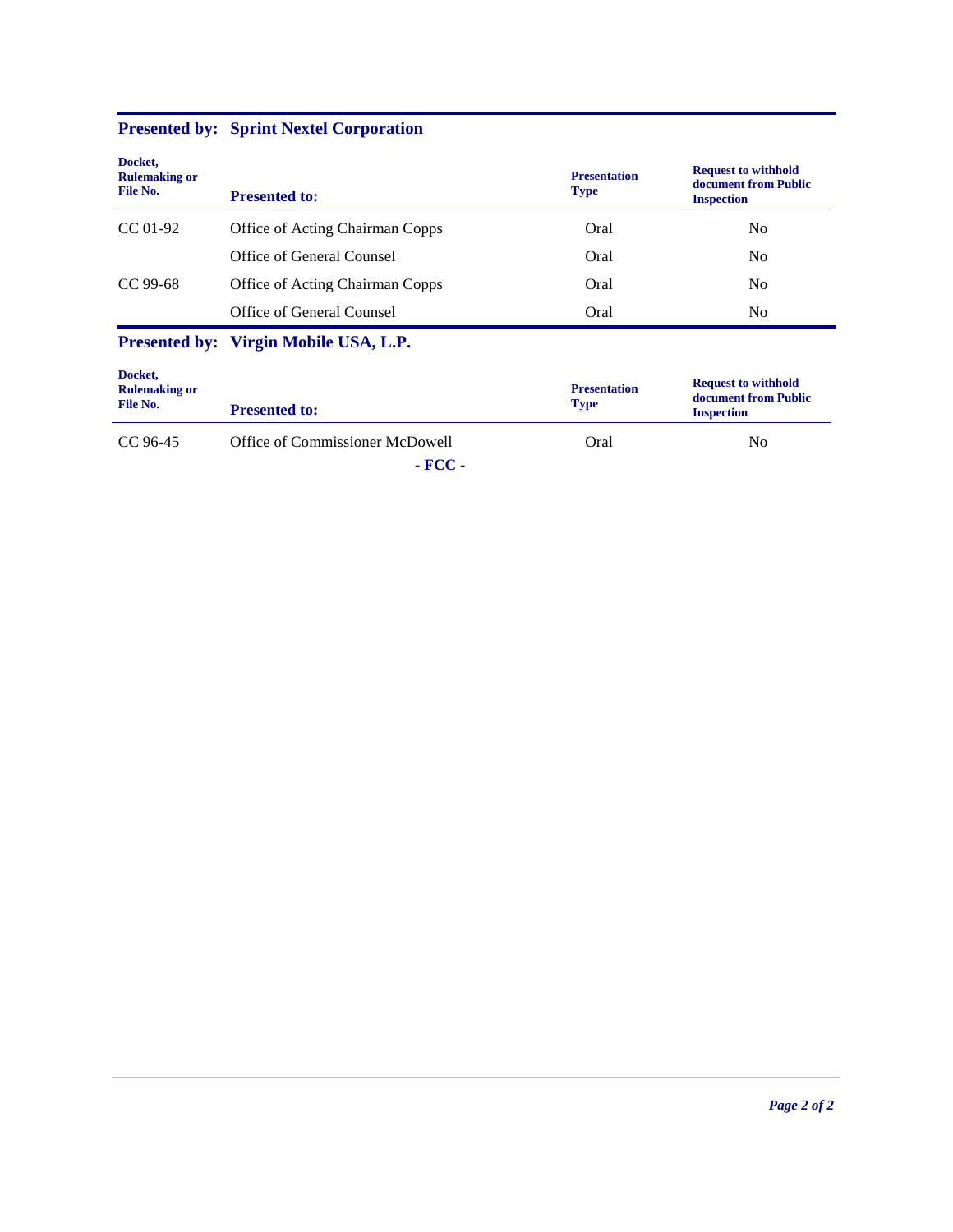**Presented by: Sprint Nextel Corporation**

| Docket, Rulemaking or File No. | Presented to: | Presentation Type | Request to withhold document from Public Inspection |
|---|---|---|---|
| CC 01-92 | Office of Acting Chairman Copps | Oral | No |
| | Office of General Counsel | Oral | No |
| CC 99-68 | Office of Acting Chairman Copps | Oral | No |
| | Office of General Counsel | Oral | No |

**Presented by: Virgin Mobile USA, L.P.**

| Docket, Rulemaking or File No. | Presented to: | Presentation Type | Request to withhold document from Public Inspection |
|---|---|---|---|
| CC 96-45 | Office of Commissioner McDowell | Oral | No |

**- FCC -**